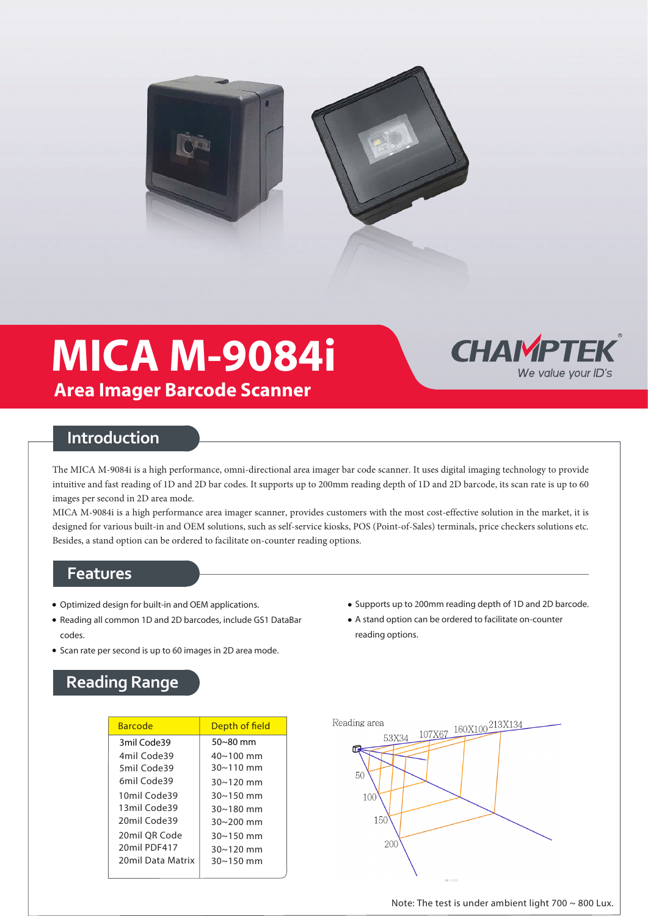# MICA M-9084i

## Area Imager Barcode Scanner

CHAMPTEK
We value your ID's

## Introduction

The MICA M-9084i is a high performance, omni-directional area imager bar code scanner. It uses digital imaging technology to provide intuitive and fast reading of 1D and 2D bar codes. It supports up to 200mm reading depth of 1D and 2D barcode, its scan rate is up to 60 images per second in 2D area mode.

MICA M-9084i is a high performance area imager scanner, provides customers with the most cost-effective solution in the market, it is designed for various built-in and OEM solutions, such as self-service kiosks, POS (Point-of-Sales) terminals, price checkers solutions etc. Besides, a stand option can be ordered to facilitate on-counter reading options.

## Features

- Optimized design for built-in and OEM applications.
- Reading all common 1D and 2D barcodes, include GS1 DataBar codes.
- Scan rate per second is up to 60 images in 2D area mode.
- Supports up to 200mm reading depth of 1D and 2D barcode.
- A stand option can be ordered to facilitate on-counter reading options.

## Reading Range

| Barcode | Depth of field |
|---|---|
| 3mil Code39 | 50~80 mm |
| 4mil Code39 | 40~100 mm |
| 5mil Code39 | 30~110 mm |
| 6mil Code39 | 30~120 mm |
| 10mil Code39 | 30~150 mm |
| 13mil Code39 | 30~180 mm |
| 20mil Code39 | 30~200 mm |
| 20mil QR Code | 30~150 mm |
| 20mil PDF417 | 30~120 mm |
| 20mil Data Matrix | 30~150 mm |

Reading area: 53X34, 107X67, 160X100, 213X134 at 50, 100, 150, 200

Note: The test is under ambient light 700 ~ 800 Lux.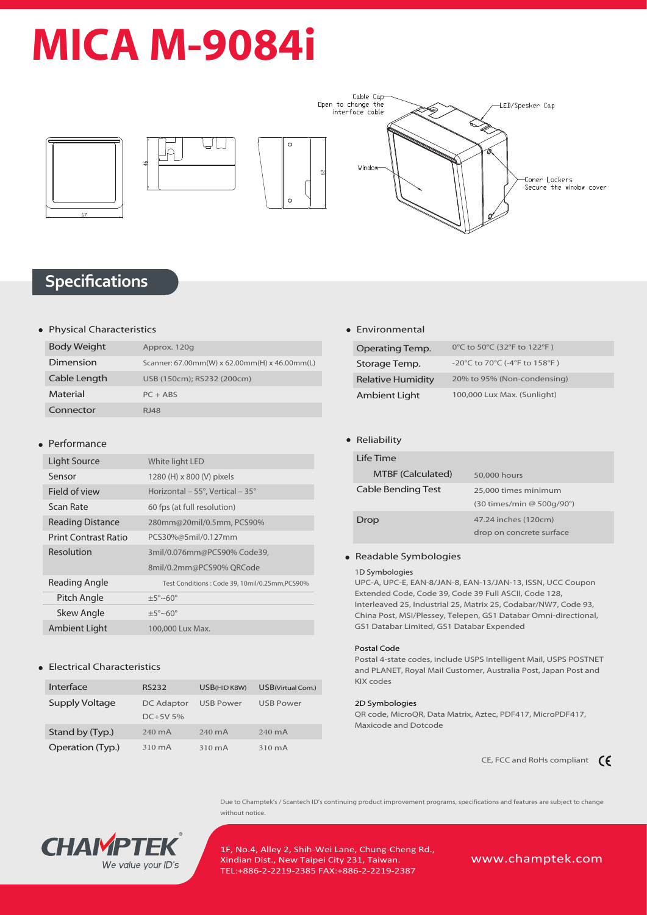# MICA M-9084i

Cable Cap
Open to change the interface cable

LED/Spesker Cap

Window

Coner Lockers
Secure the window cover

67

46

62

## Specifications

- Physical Characteristics

| | |
|---|---|
| Body Weight | Approx. 120g |
| Dimension | Scanner: 67.00mm(W) x 62.00mm(H) x 46.00mm(L) |
| Cable Length | USB (150cm); RS232 (200cm) |
| Material | PC + ABS |
| Connector | RJ48 |

- Performance

| | |
|---|---|
| Light Source | White light LED |
| Sensor | 1280 (H) x 800 (V) pixels |
| Field of view | Horizontal – 55°, Vertical – 35° |
| Scan Rate | 60 fps (at full resolution) |
| Reading Distance | 280mm@20mil/0.5mm, PCS90% |
| Print Contrast Ratio | PCS30%@5mil/0.127mm |
| Resolution | 3mil/0.076mm@PCS90% Code39, 8mil/0.2mm@PCS90% QRCode |
| Reading Angle | Test Conditions : Code 39, 10mil/0.25mm,PCS90% |
| Pitch Angle | ±5°~60° |
| Skew Angle | ±5°~60° |
| Ambient Light | 100,000 Lux Max. |

- Electrical Characteristics

| Interface | RS232 | USB(HID KBW) | USB(Virtual Com.) |
|---|---|---|---|
| Supply Voltage | DC Adaptor DC+5V 5% | USB Power | USB Power |
| Stand by (Typ.) | 240 mA | 240 mA | 240 mA |
| Operation (Typ.) | 310 mA | 310 mA | 310 mA |

- Environmental

| | |
|---|---|
| Operating Temp. | 0°C to 50°C (32°F to 122°F ) |
| Storage Temp. | -20°C to 70°C (-4°F to 158°F ) |
| Relative Humidity | 20% to 95% (Non-condensing) |
| Ambient Light | 100,000 Lux Max. (Sunlight) |

- Reliability

| | |
|---|---|
| Life Time | |
| MTBF (Calculated) | 50,000 hours |
| Cable Bending Test | 25,000 times minimum (30 times/min @ 500g/90°) |
| Drop | 47.24 inches (120cm) drop on concrete surface |

- Readable Symbologies

1D Symbologies

UPC-A, UPC-E, EAN-8/JAN-8, EAN-13/JAN-13, ISSN, UCC Coupon Extended Code, Code 39, Code 39 Full ASCII, Code 128, Interleaved 25, Industrial 25, Matrix 25, Codabar/NW7, Code 93, China Post, MSI/Plessey, Telepen, GS1 Databar Omni-directional, GS1 Databar Limited, GS1 Databar Expended

Postal Code

Postal 4-state codes, include USPS Intelligent Mail, USPS POSTNET and PLANET, Royal Mail Customer, Australia Post, Japan Post and KIX codes

2D Symbologies

QR code, MicroQR, Data Matrix, Aztec, PDF417, MicroPDF417, Maxicode and Dotcode

CE, FCC and RoHs compliant

Due to Champtek's / Scantech ID's continuing product improvement programs, specifications and features are subject to change without notice.

CHAMPTEK
We value your ID's

1F, No.4, Alley 2, Shih-Wei Lane, Chung-Cheng Rd., Xindian Dist., New Taipei City 231, Taiwan.
TEL:+886-2-2219-2385 FAX:+886-2-2219-2387

www.champtek.com